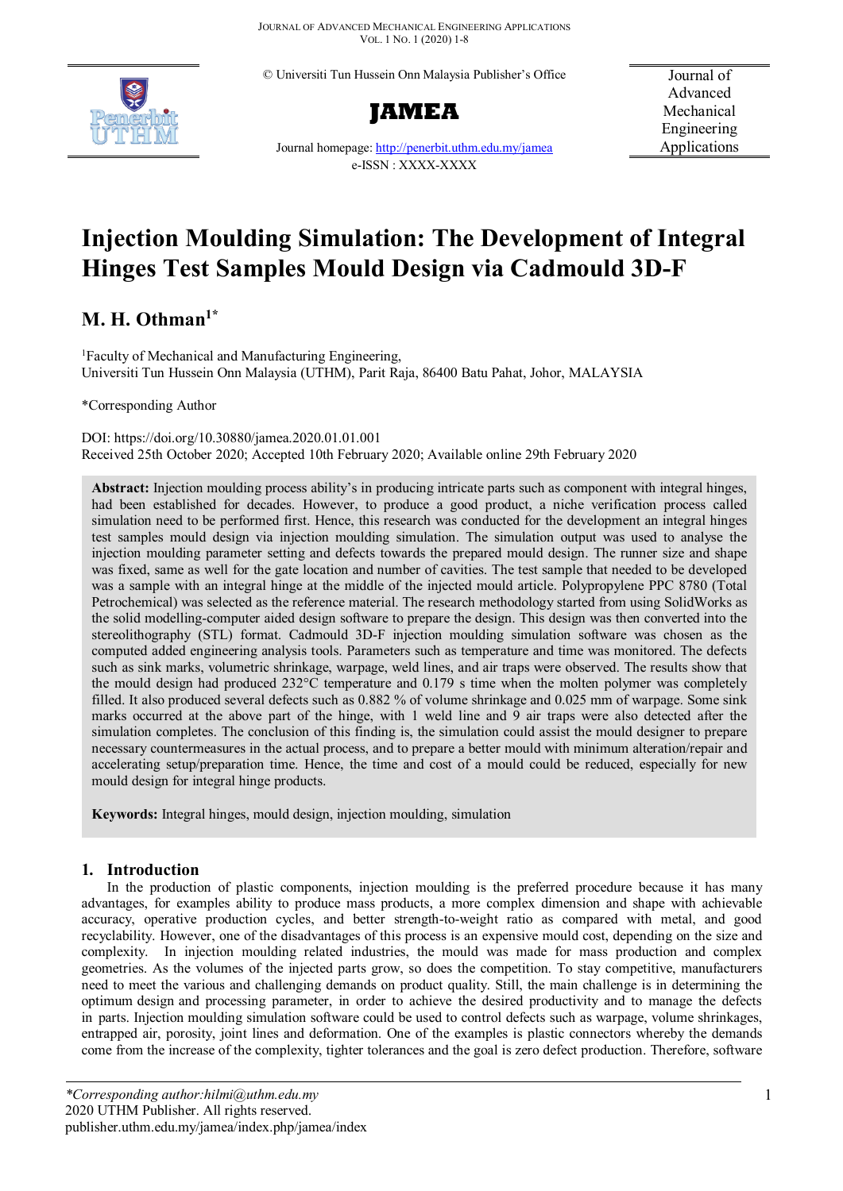© Universiti Tun Hussein Onn Malaysia Publisher's Office

**JAMEA**

Journal homepage: http://penerbit.uthm.edu.my/jamea

e-ISSN : XXXX-XXXX

Journal of Advanced Mechanical Engineering Applications

# Injection Moulding Simulation: The Development of Integral Hinges Test Samples Mould Design via Cadmould 3D-F

## M. H. Othman[1*]

[1]Faculty of Mechanical and Manufacturing Engineering, Universiti Tun Hussein Onn Malaysia (UTHM), Parit Raja, 86400 Batu Pahat, Johor, MALAYSIA

*Corresponding Author

DOI: https://doi.org/10.30880/jamea.2020.01.01.001

Received 25th October 2020; Accepted 10th February 2020; Available online 29th February 2020

**Abstract:** Injection moulding process ability's in producing intricate parts such as component with integral hinges, had been established for decades. However, to produce a good product, a niche verification process called simulation need to be performed first. Hence, this research was conducted for the development an integral hinges test samples mould design via injection moulding simulation. The simulation output was used to analyse the injection moulding parameter setting and defects towards the prepared mould design. The runner size and shape was fixed, same as well for the gate location and number of cavities. The test sample that needed to be developed was a sample with an integral hinge at the middle of the injected mould article. Polypropylene PPC 8780 (Total Petrochemical) was selected as the reference material. The research methodology started from using SolidWorks as the solid modelling-computer aided design software to prepare the design. This design was then converted into the stereolithography (STL) format. Cadmould 3D-F injection moulding simulation software was chosen as the computed added engineering analysis tools. Parameters such as temperature and time was monitored. The defects such as sink marks, volumetric shrinkage, warpage, weld lines, and air traps were observed. The results show that the mould design had produced 232°C temperature and 0.179 s time when the molten polymer was completely filled. It also produced several defects such as 0.882 % of volume shrinkage and 0.025 mm of warpage. Some sink marks occurred at the above part of the hinge, with 1 weld line and 9 air traps were also detected after the simulation completes. The conclusion of this finding is, the simulation could assist the mould designer to prepare necessary countermeasures in the actual process, and to prepare a better mould with minimum alteration/repair and accelerating setup/preparation time. Hence, the time and cost of a mould could be reduced, especially for new mould design for integral hinge products.

**Keywords:** Integral hinges, mould design, injection moulding, simulation

## 1. Introduction

In the production of plastic components, injection moulding is the preferred procedure because it has many advantages, for examples ability to produce mass products, a more complex dimension and shape with achievable accuracy, operative production cycles, and better strength-to-weight ratio as compared with metal, and good recyclability. However, one of the disadvantages of this process is an expensive mould cost, depending on the size and complexity. In injection moulding related industries, the mould was made for mass production and complex geometries. As the volumes of the injected parts grow, so does the competition. To stay competitive, manufacturers need to meet the various and challenging demands on product quality. Still, the main challenge is in determining the optimum design and processing parameter, in order to achieve the desired productivity and to manage the defects in parts. Injection moulding simulation software could be used to control defects such as warpage, volume shrinkages, entrapped air, porosity, joint lines and deformation. One of the examples is plastic connectors whereby the demands come from the increase of the complexity, tighter tolerances and the goal is zero defect production. Therefore, software

*Corresponding author:hilmi@uthm.edu.my
2020 UTHM Publisher. All rights reserved.
publisher.uthm.edu.my/jamea/index.php/jamea/index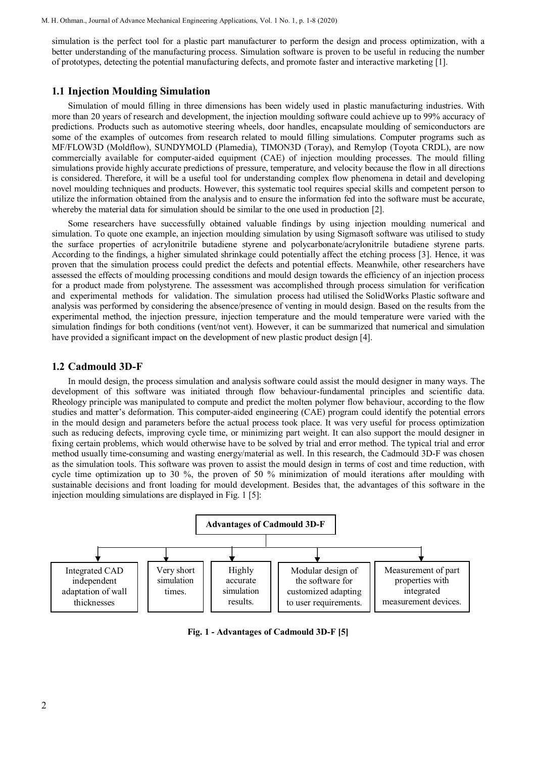simulation is the perfect tool for a plastic part manufacturer to perform the design and process optimization, with a better understanding of the manufacturing process. Simulation software is proven to be useful in reducing the number of prototypes, detecting the potential manufacturing defects, and promote faster and interactive marketing [1].

## 1.1 Injection Moulding Simulation

Simulation of mould filling in three dimensions has been widely used in plastic manufacturing industries. With more than 20 years of research and development, the injection moulding software could achieve up to 99% accuracy of predictions. Products such as automotive steering wheels, door handles, encapsulate moulding of semiconductors are some of the examples of outcomes from research related to mould filling simulations. Computer programs such as MF/FLOW3D (Moldflow), SUNDYMOLD (Plamedia), TIMON3D (Toray), and Remylop (Toyota CRDL), are now commercially available for computer-aided equipment (CAE) of injection moulding processes. The mould filling simulations provide highly accurate predictions of pressure, temperature, and velocity because the flow in all directions is considered. Therefore, it will be a useful tool for understanding complex flow phenomena in detail and developing novel moulding techniques and products. However, this systematic tool requires special skills and competent person to utilize the information obtained from the analysis and to ensure the information fed into the software must be accurate, whereby the material data for simulation should be similar to the one used in production [2].

Some researchers have successfully obtained valuable findings by using injection moulding numerical and simulation. To quote one example, an injection moulding simulation by using Sigmasoft software was utilised to study the surface properties of acrylonitrile butadiene styrene and polycarbonate/acrylonitrile butadiene styrene parts. According to the findings, a higher simulated shrinkage could potentially affect the etching process [3]. Hence, it was proven that the simulation process could predict the defects and potential effects. Meanwhile, other researchers have assessed the effects of moulding processing conditions and mould design towards the efficiency of an injection process for a product made from polystyrene. The assessment was accomplished through process simulation for verification and experimental methods for validation. The simulation process had utilised the SolidWorks Plastic software and analysis was performed by considering the absence/presence of venting in mould design. Based on the results from the experimental method, the injection pressure, injection temperature and the mould temperature were varied with the simulation findings for both conditions (vent/not vent). However, it can be summarized that numerical and simulation have provided a significant impact on the development of new plastic product design [4].

## 1.2 Cadmould 3D-F

In mould design, the process simulation and analysis software could assist the mould designer in many ways. The development of this software was initiated through flow behaviour-fundamental principles and scientific data. Rheology principle was manipulated to compute and predict the molten polymer flow behaviour, according to the flow studies and matter's deformation. This computer-aided engineering (CAE) program could identify the potential errors in the mould design and parameters before the actual process took place. It was very useful for process optimization such as reducing defects, improving cycle time, or minimizing part weight. It can also support the mould designer in fixing certain problems, which would otherwise have to be solved by trial and error method. The typical trial and error method usually time-consuming and wasting energy/material as well. In this research, the Cadmould 3D-F was chosen as the simulation tools. This software was proven to assist the mould design in terms of cost and time reduction, with cycle time optimization up to 30 %, the proven of 50 % minimization of mould iterations after moulding with sustainable decisions and front loading for mould development. Besides that, the advantages of this software in the injection moulding simulations are displayed in Fig. 1 [5]:

**Advantages of Cadmould 3D-F**

- Integrated CAD independent adaptation of wall thicknesses
- Very short simulation times.
- Highly accurate simulation results.
- Modular design of the software for customized adapting to user requirements.
- Measurement of part properties with integrated measurement devices.

**Fig. 1 - Advantages of Cadmould 3D-F [5]**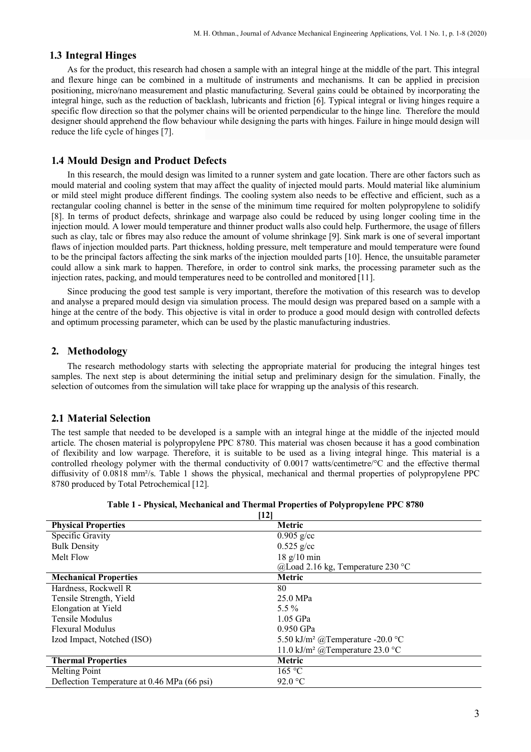## 1.3 Integral Hinges

As for the product, this research had chosen a sample with an integral hinge at the middle of the part. This integral and flexure hinge can be combined in a multitude of instruments and mechanisms. It can be applied in precision positioning, micro/nano measurement and plastic manufacturing. Several gains could be obtained by incorporating the integral hinge, such as the reduction of backlash, lubricants and friction [6]. Typical integral or living hinges require a specific flow direction so that the polymer chains will be oriented perpendicular to the hinge line. Therefore the mould designer should apprehend the flow behaviour while designing the parts with hinges. Failure in hinge mould design will reduce the life cycle of hinges [7].

## 1.4 Mould Design and Product Defects

In this research, the mould design was limited to a runner system and gate location. There are other factors such as mould material and cooling system that may affect the quality of injected mould parts. Mould material like aluminium or mild steel might produce different findings. The cooling system also needs to be effective and efficient, such as a rectangular cooling channel is better in the sense of the minimum time required for molten polypropylene to solidify [8]. In terms of product defects, shrinkage and warpage also could be reduced by using longer cooling time in the injection mould. A lower mould temperature and thinner product walls also could help. Furthermore, the usage of fillers such as clay, talc or fibres may also reduce the amount of volume shrinkage [9]. Sink mark is one of several important flaws of injection moulded parts. Part thickness, holding pressure, melt temperature and mould temperature were found to be the principal factors affecting the sink marks of the injection moulded parts [10]. Hence, the unsuitable parameter could allow a sink mark to happen. Therefore, in order to control sink marks, the processing parameter such as the injection rates, packing, and mould temperatures need to be controlled and monitored [11].

Since producing the good test sample is very important, therefore the motivation of this research was to develop and analyse a prepared mould design via simulation process. The mould design was prepared based on a sample with a hinge at the centre of the body. This objective is vital in order to produce a good mould design with controlled defects and optimum processing parameter, which can be used by the plastic manufacturing industries.

# 2. Methodology

The research methodology starts with selecting the appropriate material for producing the integral hinges test samples. The next step is about determining the initial setup and preliminary design for the simulation. Finally, the selection of outcomes from the simulation will take place for wrapping up the analysis of this research.

## 2.1 Material Selection

The test sample that needed to be developed is a sample with an integral hinge at the middle of the injected mould article. The chosen material is polypropylene PPC 8780. This material was chosen because it has a good combination of flexibility and low warpage. Therefore, it is suitable to be used as a living integral hinge. This material is a controlled rheology polymer with the thermal conductivity of 0.0017 watts/centimetre/°C and the effective thermal diffusivity of 0.0818 mm²/s. Table 1 shows the physical, mechanical and thermal properties of polypropylene PPC 8780 produced by Total Petrochemical [12].

**Table 1 - Physical, Mechanical and Thermal Properties of Polypropylene PPC 8780 [12]**

| Physical Properties | Metric |
|---|---|
| Specific Gravity | 0.905 g/cc |
| Bulk Density | 0.525 g/cc |
| Melt Flow | 18 g/10 min<br>@Load 2.16 kg, Temperature 230 °C |
| **Mechanical Properties** | **Metric** |
| Hardness, Rockwell R | 80 |
| Tensile Strength, Yield | 25.0 MPa |
| Elongation at Yield | 5.5 % |
| Tensile Modulus | 1.05 GPa |
| Flexural Modulus | 0.950 GPa |
| Izod Impact, Notched (ISO) | 5.50 kJ/m² @Temperature -20.0 °C<br>11.0 kJ/m² @Temperature 23.0 °C |
| **Thermal Properties** | **Metric** |
| Melting Point | 165 °C |
| Deflection Temperature at 0.46 MPa (66 psi) | 92.0 °C |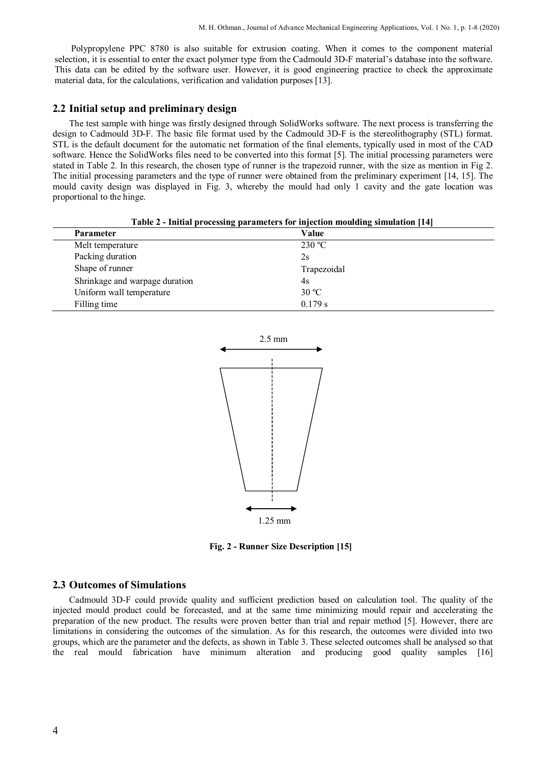Polypropylene PPC 8780 is also suitable for extrusion coating. When it comes to the component material selection, it is essential to enter the exact polymer type from the Cadmould 3D-F material's database into the software. This data can be edited by the software user. However, it is good engineering practice to check the approximate material data, for the calculations, verification and validation purposes [13].

## 2.2 Initial setup and preliminary design

The test sample with hinge was firstly designed through SolidWorks software. The next process is transferring the design to Cadmould 3D-F. The basic file format used by the Cadmould 3D-F is the stereolithography (STL) format. STL is the default document for the automatic net formation of the final elements, typically used in most of the CAD software. Hence the SolidWorks files need to be converted into this format [5]. The initial processing parameters were stated in Table 2. In this research, the chosen type of runner is the trapezoid runner, with the size as mention in Fig 2. The initial processing parameters and the type of runner were obtained from the preliminary experiment [14, 15]. The mould cavity design was displayed in Fig. 3, whereby the mould had only 1 cavity and the gate location was proportional to the hinge.

**Table 2 - Initial processing parameters for injection moulding simulation [14]**

| Parameter | Value |
|---|---|
| Melt temperature | 230 ºC |
| Packing duration | 2s |
| Shape of runner | Trapezoidal |
| Shrinkage and warpage duration | 4s |
| Uniform wall temperature | 30 ºC |
| Filling time | 0.179 s |

2.5 mm

1.25 mm

**Fig. 2 - Runner Size Description [15]**

## 2.3 Outcomes of Simulations

Cadmould 3D-F could provide quality and sufficient prediction based on calculation tool. The quality of the injected mould product could be forecasted, and at the same time minimizing mould repair and accelerating the preparation of the new product. The results were proven better than trial and repair method [5]. However, there are limitations in considering the outcomes of the simulation. As for this research, the outcomes were divided into two groups, which are the parameter and the defects, as shown in Table 3. These selected outcomes shall be analysed so that the real mould fabrication have minimum alteration and producing good quality samples [16]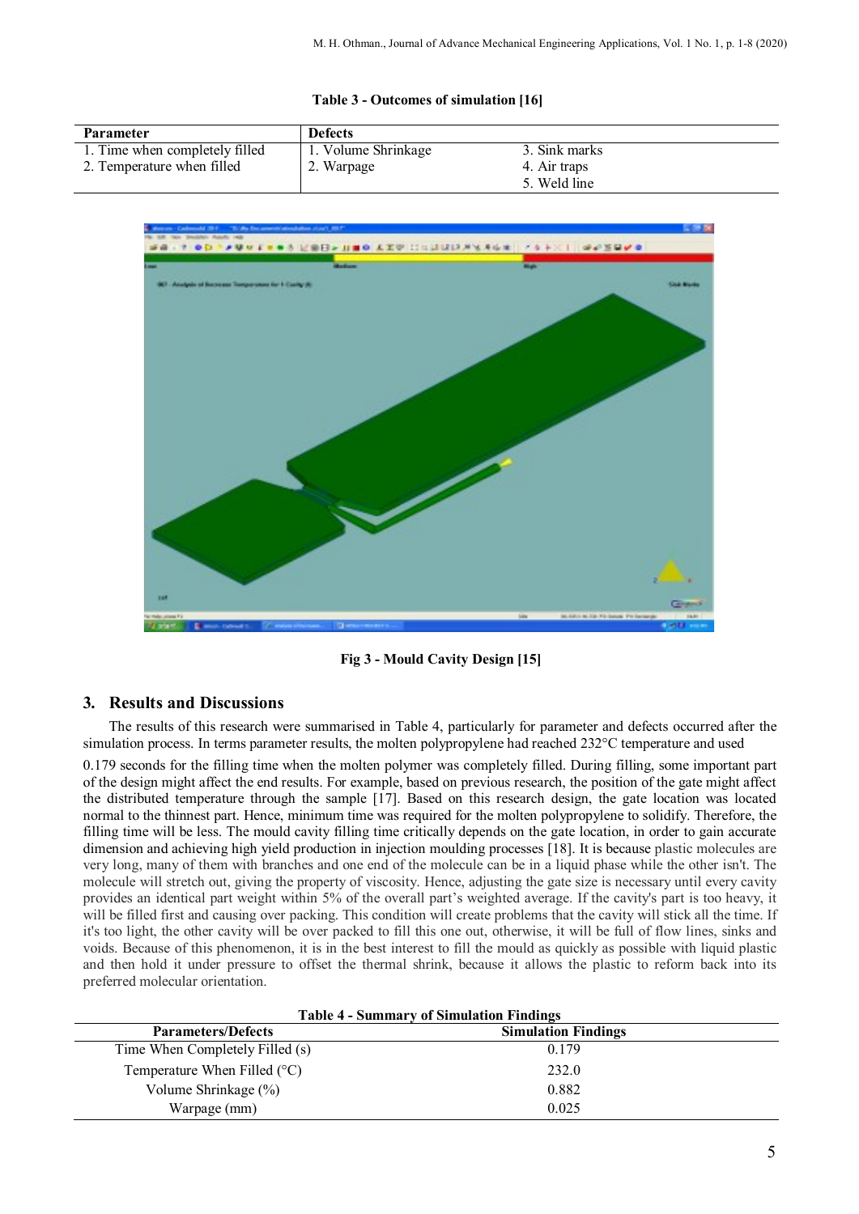**Table 3 - Outcomes of simulation [16]**

| Parameter | Defects | |
|---|---|---|
| 1. Time when completely filled | 1. Volume Shrinkage | 3. Sink marks |
| 2. Temperature when filled | 2. Warpage | 4. Air traps |
| | | 5. Weld line |

**Fig 3 - Mould Cavity Design [15]**

## 3. Results and Discussions

The results of this research were summarised in Table 4, particularly for parameter and defects occurred after the simulation process. In terms parameter results, the molten polypropylene had reached 232°C temperature and used 0.179 seconds for the filling time when the molten polymer was completely filled. During filling, some important part of the design might affect the end results. For example, based on previous research, the position of the gate might affect the distributed temperature through the sample [17]. Based on this research design, the gate location was located normal to the thinnest part. Hence, minimum time was required for the molten polypropylene to solidify. Therefore, the filling time will be less. The mould cavity filling time critically depends on the gate location, in order to gain accurate dimension and achieving high yield production in injection moulding processes [18]. It is because plastic molecules are very long, many of them with branches and one end of the molecule can be in a liquid phase while the other isn't. The molecule will stretch out, giving the property of viscosity. Hence, adjusting the gate size is necessary until every cavity provides an identical part weight within 5% of the overall part's weighted average. If the cavity's part is too heavy, it will be filled first and causing over packing. This condition will create problems that the cavity will stick all the time. If it's too light, the other cavity will be over packed to fill this one out, otherwise, it will be full of flow lines, sinks and voids. Because of this phenomenon, it is in the best interest to fill the mould as quickly as possible with liquid plastic and then hold it under pressure to offset the thermal shrink, because it allows the plastic to reform back into its preferred molecular orientation.

**Table 4 - Summary of Simulation Findings**

| Parameters/Defects | Simulation Findings |
|---|---|
| Time When Completely Filled (s) | 0.179 |
| Temperature When Filled (°C) | 232.0 |
| Volume Shrinkage (%) | 0.882 |
| Warpage (mm) | 0.025 |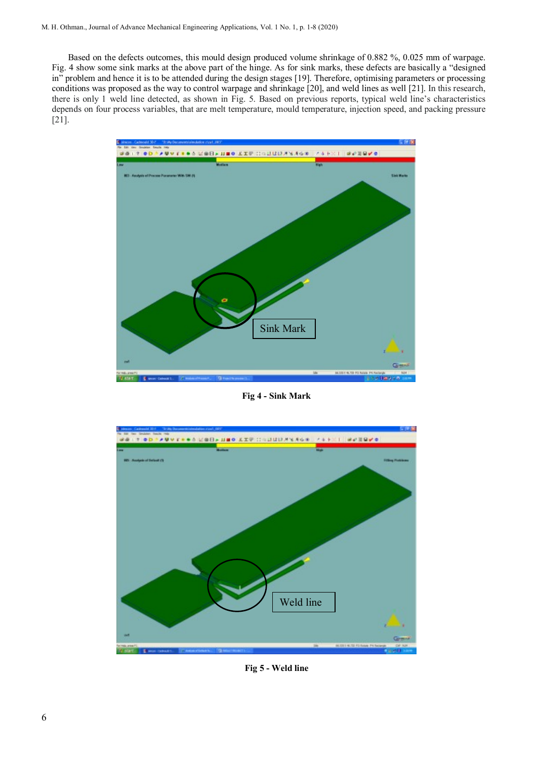Based on the defects outcomes, this mould design produced volume shrinkage of 0.882 %, 0.025 mm of warpage. Fig. 4 show some sink marks at the above part of the hinge. As for sink marks, these defects are basically a "designed in" problem and hence it is to be attended during the design stages [19]. Therefore, optimising parameters or processing conditions was proposed as the way to control warpage and shrinkage [20], and weld lines as well [21]. In this research, there is only 1 weld line detected, as shown in Fig. 5. Based on previous reports, typical weld line's characteristics depends on four process variables, that are melt temperature, mould temperature, injection speed, and packing pressure [21].

**Fig 4 - Sink Mark**

**Fig 5 - Weld line**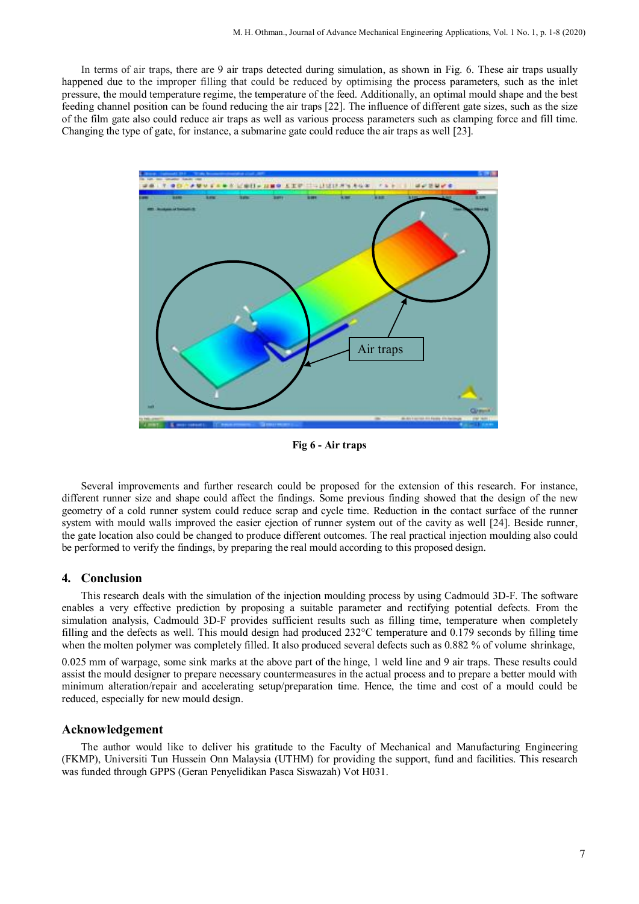In terms of air traps, there are 9 air traps detected during simulation, as shown in Fig. 6. These air traps usually happened due to the improper filling that could be reduced by optimising the process parameters, such as the inlet pressure, the mould temperature regime, the temperature of the feed. Additionally, an optimal mould shape and the best feeding channel position can be found reducing the air traps [22]. The influence of different gate sizes, such as the size of the film gate also could reduce air traps as well as various process parameters such as clamping force and fill time. Changing the type of gate, for instance, a submarine gate could reduce the air traps as well [23].

**Fig 6 - Air traps**

Several improvements and further research could be proposed for the extension of this research. For instance, different runner size and shape could affect the findings. Some previous finding showed that the design of the new geometry of a cold runner system could reduce scrap and cycle time. Reduction in the contact surface of the runner system with mould walls improved the easier ejection of runner system out of the cavity as well [24]. Beside runner, the gate location also could be changed to produce different outcomes. The real practical injection moulding also could be performed to verify the findings, by preparing the real mould according to this proposed design.

## 4. Conclusion

This research deals with the simulation of the injection moulding process by using Cadmould 3D-F. The software enables a very effective prediction by proposing a suitable parameter and rectifying potential defects. From the simulation analysis, Cadmould 3D-F provides sufficient results such as filling time, temperature when completely filling and the defects as well. This mould design had produced 232°C temperature and 0.179 seconds by filling time when the molten polymer was completely filled. It also produced several defects such as 0.882 % of volume shrinkage, 0.025 mm of warpage, some sink marks at the above part of the hinge, 1 weld line and 9 air traps. These results could assist the mould designer to prepare necessary countermeasures in the actual process and to prepare a better mould with minimum alteration/repair and accelerating setup/preparation time. Hence, the time and cost of a mould could be reduced, especially for new mould design.

## Acknowledgement

The author would like to deliver his gratitude to the Faculty of Mechanical and Manufacturing Engineering (FKMP), Universiti Tun Hussein Onn Malaysia (UTHM) for providing the support, fund and facilities. This research was funded through GPPS (Geran Penyelidikan Pasca Siswazah) Vot H031.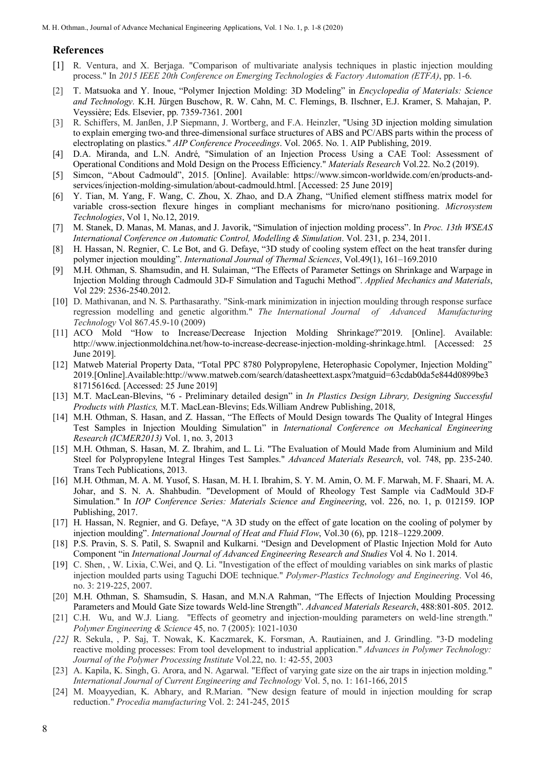## References

[1] R. Ventura, and X. Berjaga. "Comparison of multivariate analysis techniques in plastic injection moulding process." In *2015 IEEE 20th Conference on Emerging Technologies & Factory Automation (ETFA)*, pp. 1-6.

[2] T. Matsuoka and Y. Inoue, "Polymer Injection Molding: 3D Modeling" in *Encyclopedia of Materials: Science and Technology.* K.H. Jürgen Buschow, R. W. Cahn, M. C. Flemings, B. Ilschner, E.J. Kramer, S. Mahajan, P. Veyssière; Eds. Elsevier, pp. 7359-7361. 2001

[3] R. Schiffers, M. Janßen, J.P Siepmann, J. Wortberg, and F.A. Heinzler, "Using 3D injection molding simulation to explain emerging two-and three-dimensional surface structures of ABS and PC/ABS parts within the process of electroplating on plastics." *AIP Conference Proceedings*. Vol. 2065. No. 1. AIP Publishing, 2019.

[4] D.A. Miranda, and L.N. André, "Simulation of an Injection Process Using a CAE Tool: Assessment of Operational Conditions and Mold Design on the Process Efficiency." *Materials Research* Vol.22. No.2 (2019).

[5] Simcon, "About Cadmould", 2015. [Online]. Available: https://www.simcon-worldwide.com/en/products-and-services/injection-molding-simulation/about-cadmould.html. [Accessed: 25 June 2019]

[6] Y. Tian, M. Yang, F. Wang, C. Zhou, X. Zhao, and D.A Zhang, "Unified element stiffness matrix model for variable cross-section flexure hinges in compliant mechanisms for micro/nano positioning. *Microsystem Technologies*, Vol 1, No.12, 2019.

[7] M. Stanek, D. Manas, M. Manas, and J. Javorik, "Simulation of injection molding process". In *Proc. 13th WSEAS International Conference on Automatic Control, Modelling & Simulation*. Vol. 231, p. 234, 2011.

[8] H. Hassan, N. Regnier, C. Le Bot, and G. Defaye, "3D study of cooling system effect on the heat transfer during polymer injection moulding". *International Journal of Thermal Sciences*, Vol.49(1), 161–169.2010

[9] M.H. Othman, S. Shamsudin, and H. Sulaiman, "The Effects of Parameter Settings on Shrinkage and Warpage in Injection Molding through Cadmould 3D-F Simulation and Taguchi Method". *Applied Mechanics and Materials*, Vol 229: 2536-2540.2012.

[10] D. Mathivanan, and N. S. Parthasarathy. "Sink-mark minimization in injection moulding through response surface regression modelling and genetic algorithm." *The International Journal of Advanced Manufacturing Technology* Vol 867.45.9-10 (2009)

[11] ACO Mold "How to Increase/Decrease Injection Molding Shrinkage?"2019. [Online]. Available: http://www.injectionmoldchina.net/how-to-increase-decrease-injection-molding-shrinkage.html. [Accessed: 25 June 2019].

[12] Matweb Material Property Data, "Total PPC 8780 Polypropylene, Heterophasic Copolymer, Injection Molding" 2019.[Online].Available:http://www.matweb.com/search/datasheettext.aspx?matguid=63cdab0da5e844d0899be3 81715616cd. [Accessed: 25 June 2019]

[13] M.T. MacLean-Blevins, "6 - Preliminary detailed design" in *In Plastics Design Library, Designing Successful Products with Plastics,* M.T. MacLean-Blevins; Eds.William Andrew Publishing, 2018,

[14] M.H. Othman, S. Hasan, and Z. Hassan, "The Effects of Mould Design towards The Quality of Integral Hinges Test Samples in Injection Moulding Simulation" in *International Conference on Mechanical Engineering Research (ICMER2013)* Vol. 1, no. 3, 2013

[15] M.H. Othman, S. Hasan, M. Z. Ibrahim, and L. Li. "The Evaluation of Mould Made from Aluminium and Mild Steel for Polypropylene Integral Hinges Test Samples." *Advanced Materials Research*, vol. 748, pp. 235-240. Trans Tech Publications, 2013.

[16] M.H. Othman, M. A. M. Yusof, S. Hasan, M. H. I. Ibrahim, S. Y. M. Amin, O. M. F. Marwah, M. F. Shaari, M. A. Johar, and S. N. A. Shahbudin. "Development of Mould of Rheology Test Sample via CadMould 3D-F Simulation." In *IOP Conference Series: Materials Science and Engineering*, vol. 226, no. 1, p. 012159. IOP Publishing, 2017.

[17] H. Hassan, N. Regnier, and G. Defaye, "A 3D study on the effect of gate location on the cooling of polymer by injection moulding". *International Journal of Heat and Fluid Flow*, Vol.30 (6), pp. 1218–1229.2009.

[18] P.S. Pravin, S. S. Patil, S. Swapnil and Kulkarni. "Design and Development of Plastic Injection Mold for Auto Component "in *International Journal of Advanced Engineering Research and Studies* Vol 4. No 1. 2014.

[19] C. Shen, , W. Lixia, C.Wei, and Q. Li. "Investigation of the effect of moulding variables on sink marks of plastic injection moulded parts using Taguchi DOE technique." *Polymer-Plastics Technology and Engineering*. Vol 46, no. 3: 219-225, 2007.

[20] M.H. Othman, S. Shamsudin, S. Hasan, and M.N.A Rahman, "The Effects of Injection Moulding Processing Parameters and Mould Gate Size towards Weld-line Strength". *Advanced Materials Research*, 488:801-805. 2012.

[21] C.H. Wu, and W.J. Liang. "Effects of geometry and injection-moulding parameters on weld-line strength." *Polymer Engineering & Science* 45, no. 7 (2005): 1021-1030

*[22]* R. Sekula, , P. Saj, T. Nowak, K. Kaczmarek, K. Forsman, A. Rautiainen, and J. Grindling. "3-D modeling reactive molding processes: From tool development to industrial application." *Advances in Polymer Technology: Journal of the Polymer Processing Institute* Vol.22, no. 1: 42-55, 2003

[23] A. Kapila, K. Singh, G. Arora, and N. Agarwal. "Effect of varying gate size on the air traps in injection molding." *International Journal of Current Engineering and Technology* Vol. 5, no. 1: 161-166, 2015

[24] M. Moayyedian, K. Abhary, and R.Marian. "New design feature of mould in injection moulding for scrap reduction." *Procedia manufacturing* Vol. 2: 241-245, 2015